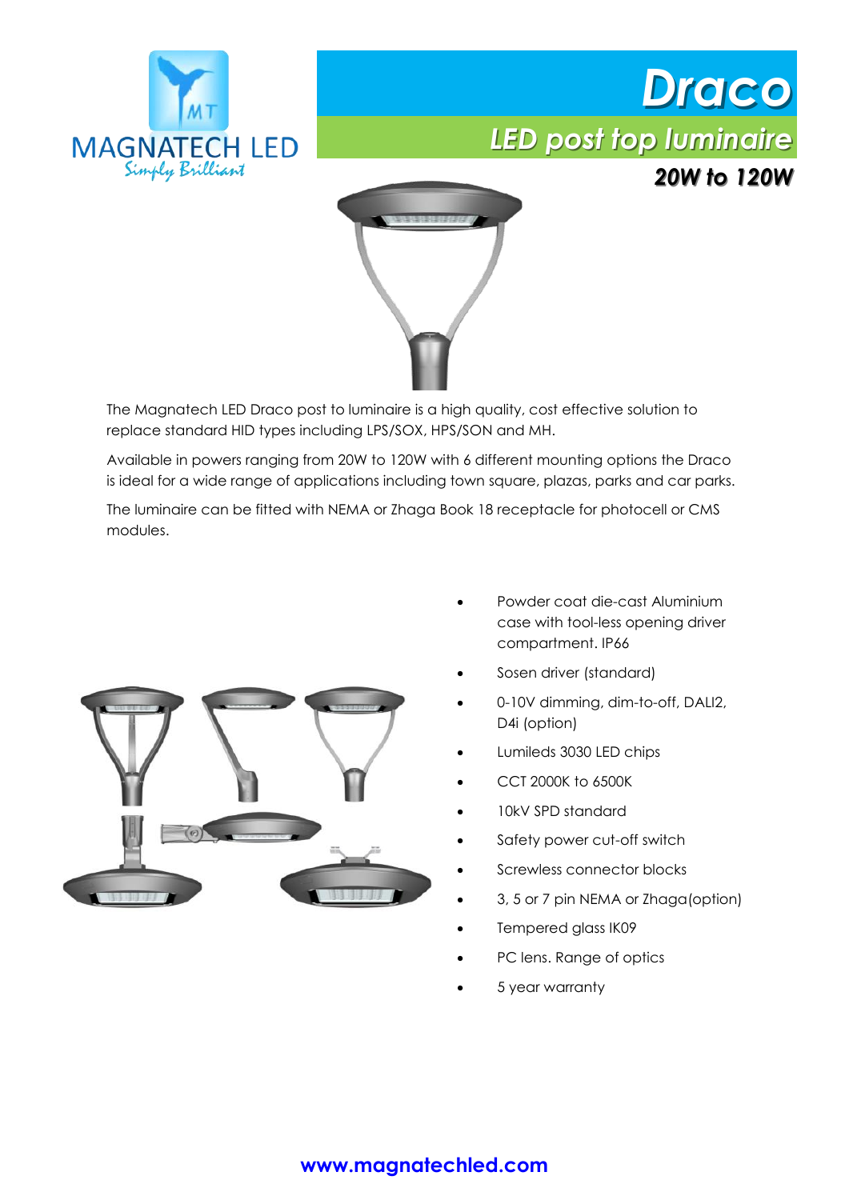MAGNATECH LED
Simply Brilliant

# Draco

## LED post top luminaire

### 20W to 120W

The Magnatech LED Draco post to luminaire is a high quality, cost effective solution to replace standard HID types including LPS/SOX, HPS/SON and MH.

Available in powers ranging from 20W to 120W with 6 different mounting options the Draco is ideal for a wide range of applications including town square, plazas, parks and car parks.

The luminaire can be fitted with NEMA or Zhaga Book 18 receptacle for photocell or CMS modules.

- Powder coat die-cast Aluminium case with tool-less opening driver compartment. IP66
- Sosen driver (standard)
- 0-10V dimming, dim-to-off, DALI2, D4i (option)
- Lumileds 3030 LED chips
- CCT 2000K to 6500K
- 10kV SPD standard
- Safety power cut-off switch
- Screwless connector blocks
- 3, 5 or 7 pin NEMA or Zhaga(option)
- Tempered glass IK09
- PC lens. Range of optics
- 5 year warranty

www.magnatechled.com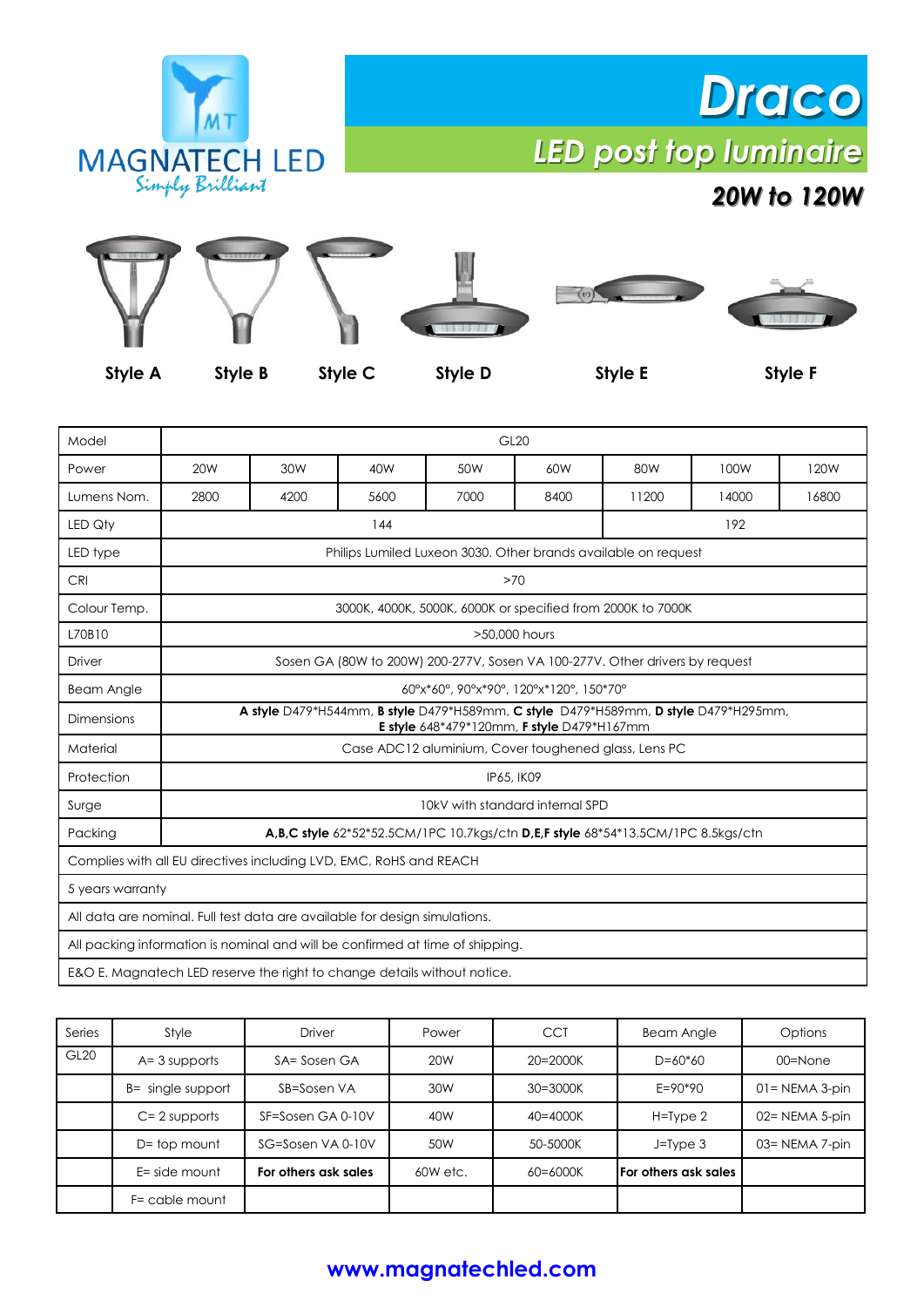MAGNATECH LED
Simply Brilliant

# Draco

## LED post top luminaire

### 20W to 120W

Style A | Style B | Style C | Style D | Style E | Style F

| Model | GL20 | | | | | | | |
|---|---|---|---|---|---|---|---|---|
| Power | 20W | 30W | 40W | 50W | 60W | 80W | 100W | 120W |
| Lumens Nom. | 2800 | 4200 | 5600 | 7000 | 8400 | 11200 | 14000 | 16800 |
| LED Qty | 144 | | | | | 192 | | |
| LED type | Philips Lumiled Luxeon 3030. Other brands available on request | | | | | | | |
| CRI | >70 | | | | | | | |
| Colour Temp. | 3000K, 4000K, 5000K, 6000K or specified from 2000K to 7000K | | | | | | | |
| L70B10 | >50,000 hours | | | | | | | |
| Driver | Sosen GA (80W to 200W) 200-277V, Sosen VA 100-277V. Other drivers by request | | | | | | | |
| Beam Angle | 60°x*60°, 90°x*90°, 120°x*120°, 150*70° | | | | | | | |
| Dimensions | **A style** D479*H544mm, **B style** D479*H589mm, **C style** D479*H589mm, **D style** D479*H295mm, **E style** 648*479*120mm, **F style** D479*H167mm | | | | | | | |
| Material | Case ADC12 aluminium, Cover toughened glass, Lens PC | | | | | | | |
| Protection | IP65, IK09 | | | | | | | |
| Surge | 10kV with standard internal SPD | | | | | | | |
| Packing | **A,B,C style** 62*52*52.5CM/1PC 10.7kgs/ctn **D,E,F style** 68*54*13.5CM/1PC 8.5kgs/ctn | | | | | | | |
| Complies with all EU directives including LVD, EMC, RoHS and REACH | | | | | | | | |
| 5 years warranty | | | | | | | | |
| All data are nominal. Full test data are available for design simulations. | | | | | | | | |
| All packing information is nominal and will be confirmed at time of shipping. | | | | | | | | |
| E&O E. Magnatech LED reserve the right to change details without notice. | | | | | | | | |

| Series | Style | Driver | Power | CCT | Beam Angle | Options |
|---|---|---|---|---|---|---|
| GL20 | A= 3 supports | SA= Sosen GA | 20W | 20=2000K | D=60*60 | 00=None |
| | B= single support | SB=Sosen VA | 30W | 30=3000K | E=90*90 | 01= NEMA 3-pin |
| | C= 2 supports | SF=Sosen GA 0-10V | 40W | 40=4000K | H=Type 2 | 02= NEMA 5-pin |
| | D= top mount | SG=Sosen VA 0-10V | 50W | 50-5000K | J=Type 3 | 03= NEMA 7-pin |
| | E= side mount | **For others ask sales** | 60W etc. | 60=6000K | **For others ask sales** | |
| | F= cable mount | | | | | |

**www.magnatechled.com**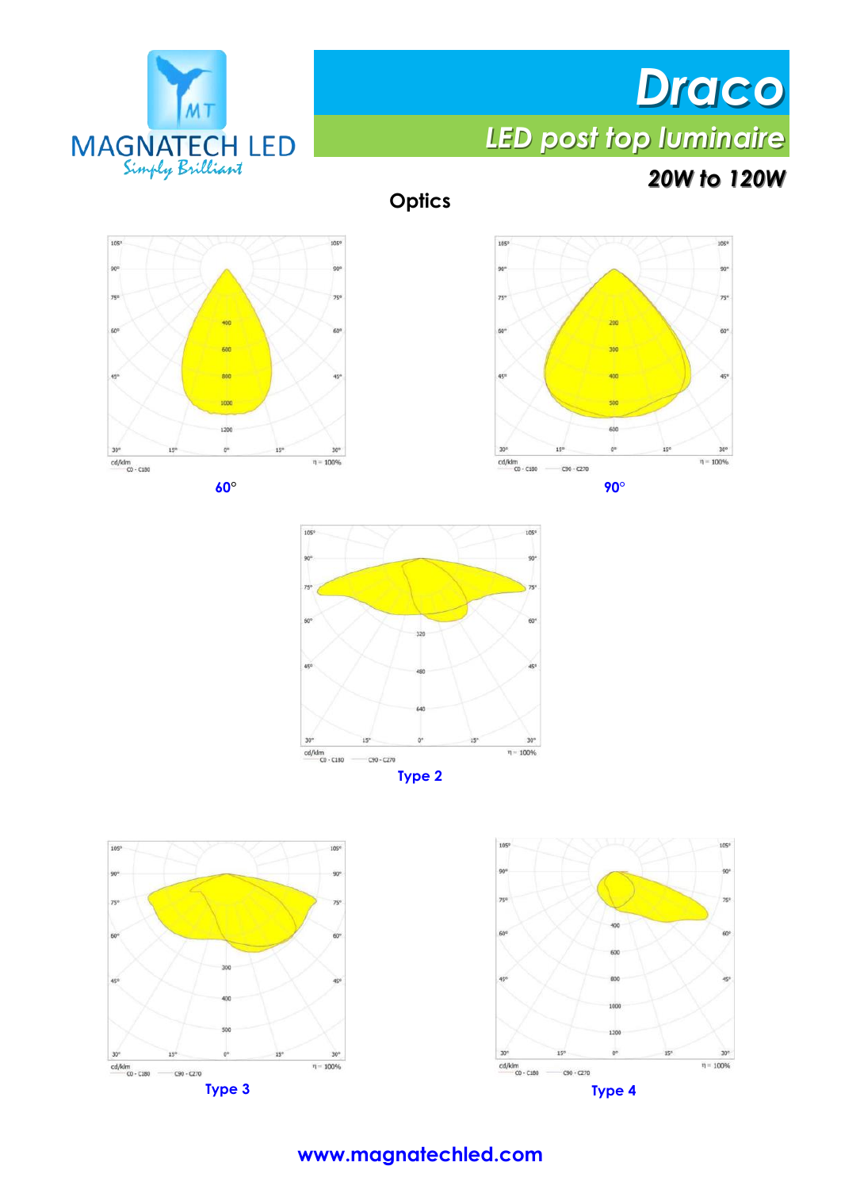# Draco

## LED post top luminaire

**20W to 120W**

## Optics

60°

90°

Type 2

Type 3

Type 4

www.magnatechled.com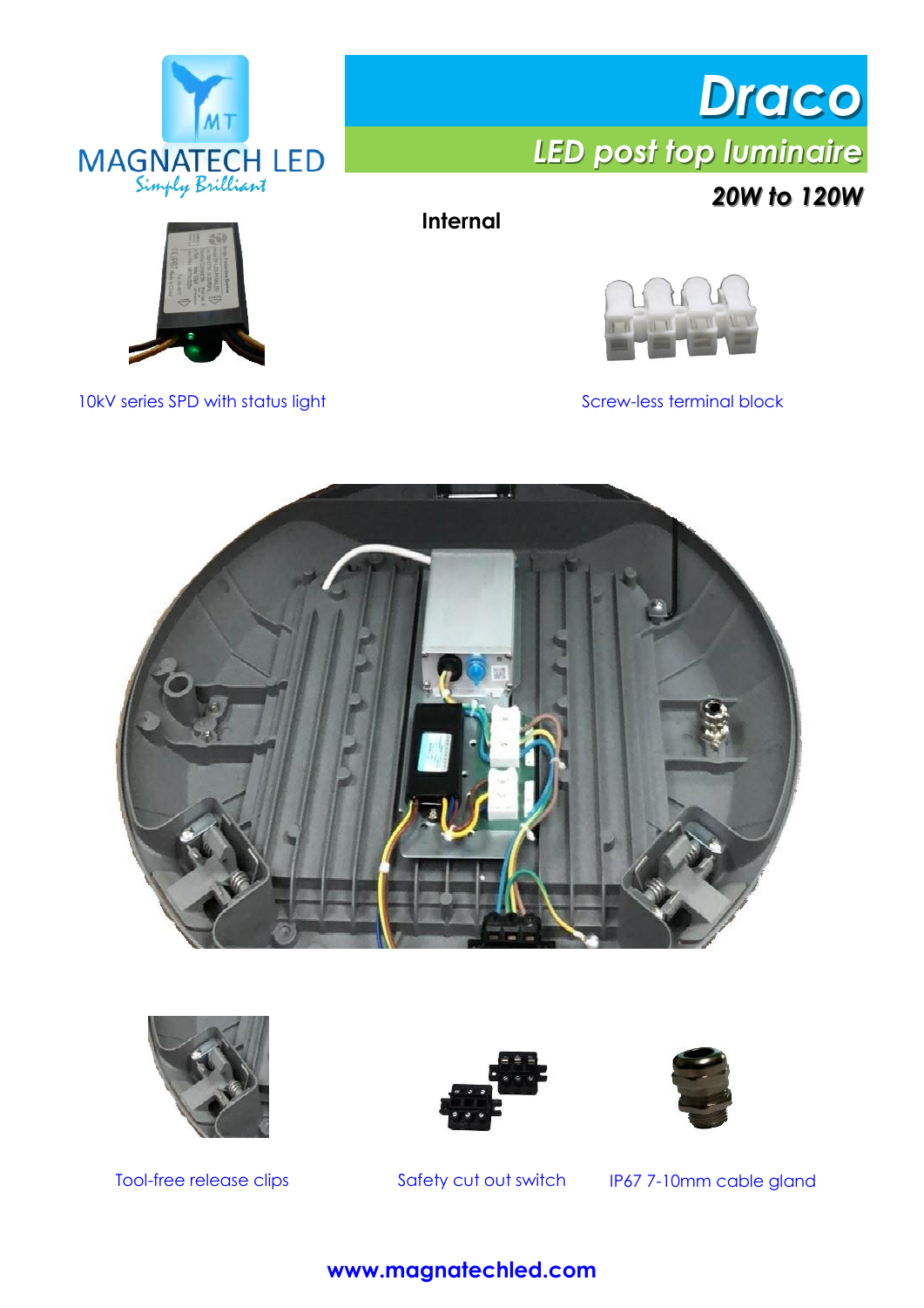MAGNATECH LED

*Simply Brilliant*

# Draco

## *LED post top luminaire*

### *20W to 120W*

**Internal**

10kV series SPD with status light

Screw-less terminal block

Tool-free release clips

Safety cut out switch

IP67 7-10mm cable gland

**www.magnatechled.com**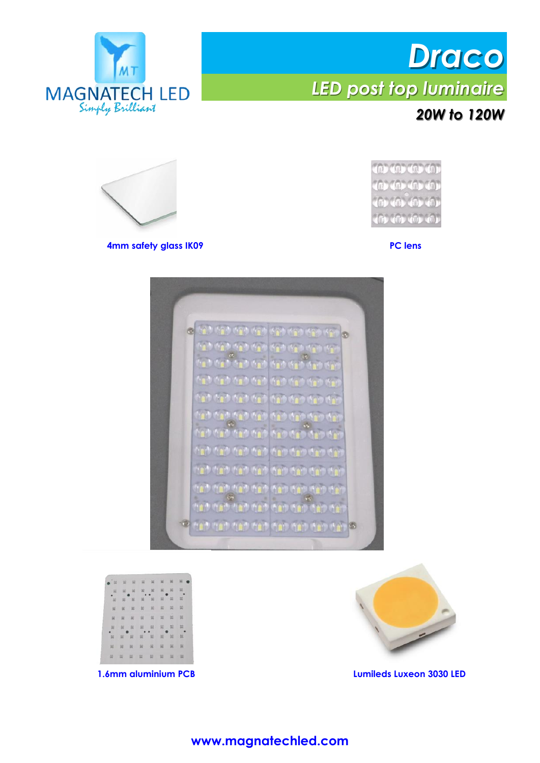MAGNATECH LED

Simply Brilliant

# Draco

## LED post top luminaire

### 20W to 120W

4mm safety glass IK09

PC lens

1.6mm aluminium PCB

Lumileds Luxeon 3030 LED

www.magnatechled.com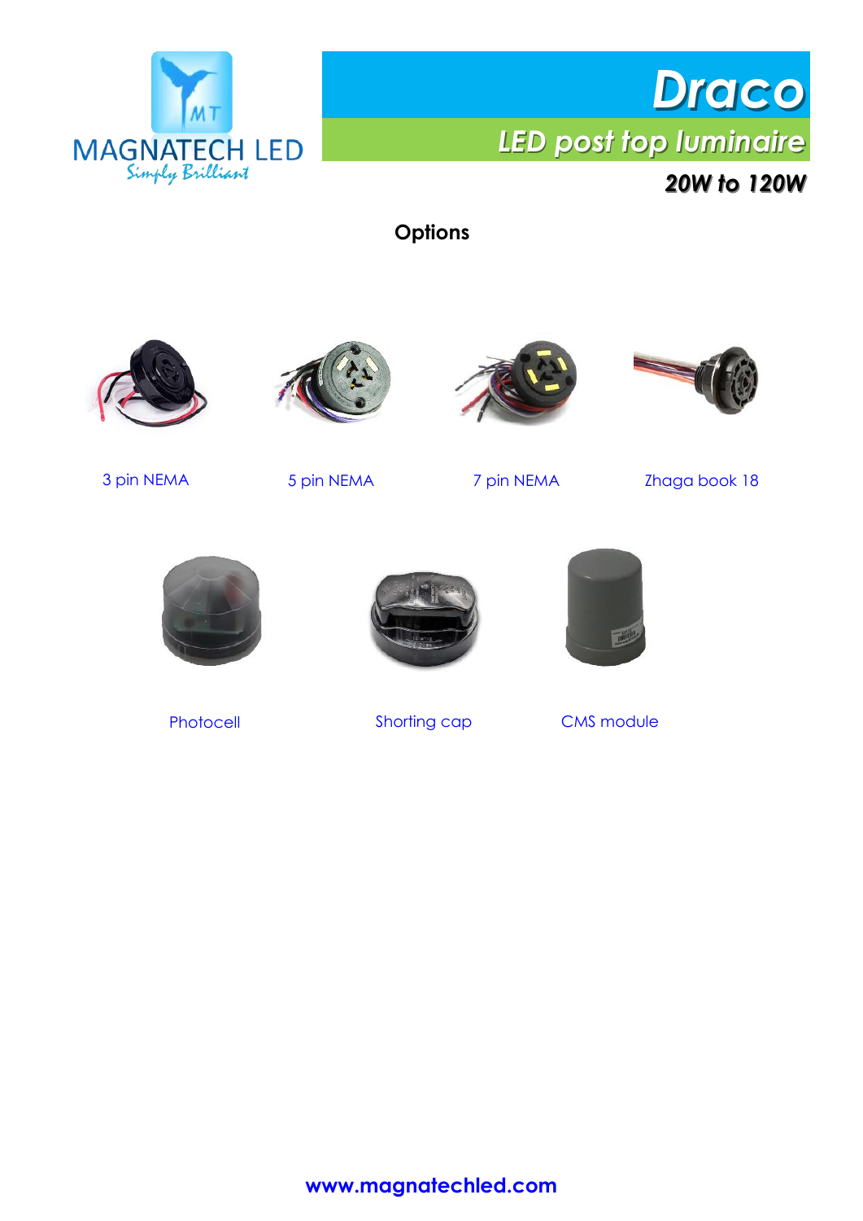# Draco

## LED post top luminaire

**20W to 120W**

### Options

3 pin NEMA

5 pin NEMA

7 pin NEMA

Zhaga book 18

Photocell

Shorting cap

CMS module

**www.magnatechled.com**